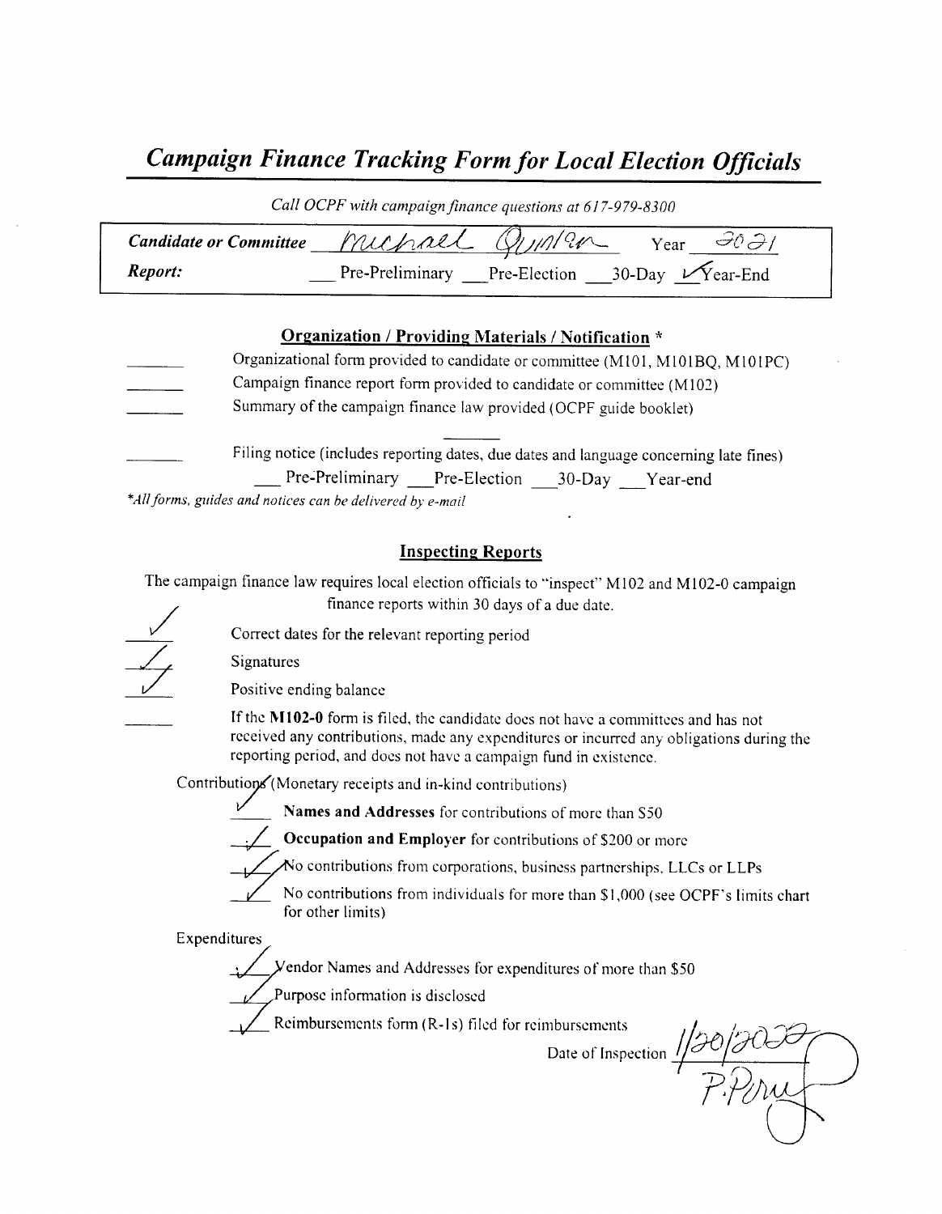# *Campaign Finance Tracking Form for Local Election Officials*

*Call OCPF with campaign finance questions at 617-979-8300*

**Candidate or Committee** Michael Quinlan Year 2021

**Report:** ___ Pre-Preliminary ___ Pre-Election ___ 30-Day ✓ Year-End

## Organization / Providing Materials / Notification *

_____ Organizational form provided to candidate or committee (M101, M101BQ, M101PC)

_____ Campaign finance report form provided to candidate or committee (M102)

_____ Summary of the campaign finance law provided (OCPF guide booklet)

_____ Filing notice (includes reporting dates, due dates and language concerning late fines)

___ Pre-Preliminary ___ Pre-Election ___ 30-Day ___ Year-end

*All forms, guides and notices can be delivered by e-mail

## Inspecting Reports

The campaign finance law requires local election officials to "inspect" M102 and M102-0 campaign finance reports within 30 days of a due date.

✓ Correct dates for the relevant reporting period

✓ Signatures

✓ Positive ending balance

_____ If the **M102-0** form is filed, the candidate does not have a committees and has not received any contributions, made any expenditures or incurred any obligations during the reporting period, and does not have a campaign fund in existence.

Contributions (Monetary receipts and in-kind contributions)

✓ **Names and Addresses** for contributions of more than $50

✓ **Occupation and Employer** for contributions of $200 or more

✓ No contributions from corporations, business partnerships, LLCs or LLPs

✓ No contributions from individuals for more than $1,000 (see OCPF's limits chart for other limits)

Expenditures

✓ Vendor Names and Addresses for expenditures of more than $50

✓ Purpose information is disclosed

✓ Reimbursements form (R-1s) filed for reimbursements

Date of Inspection 1/20/2022

P. Perry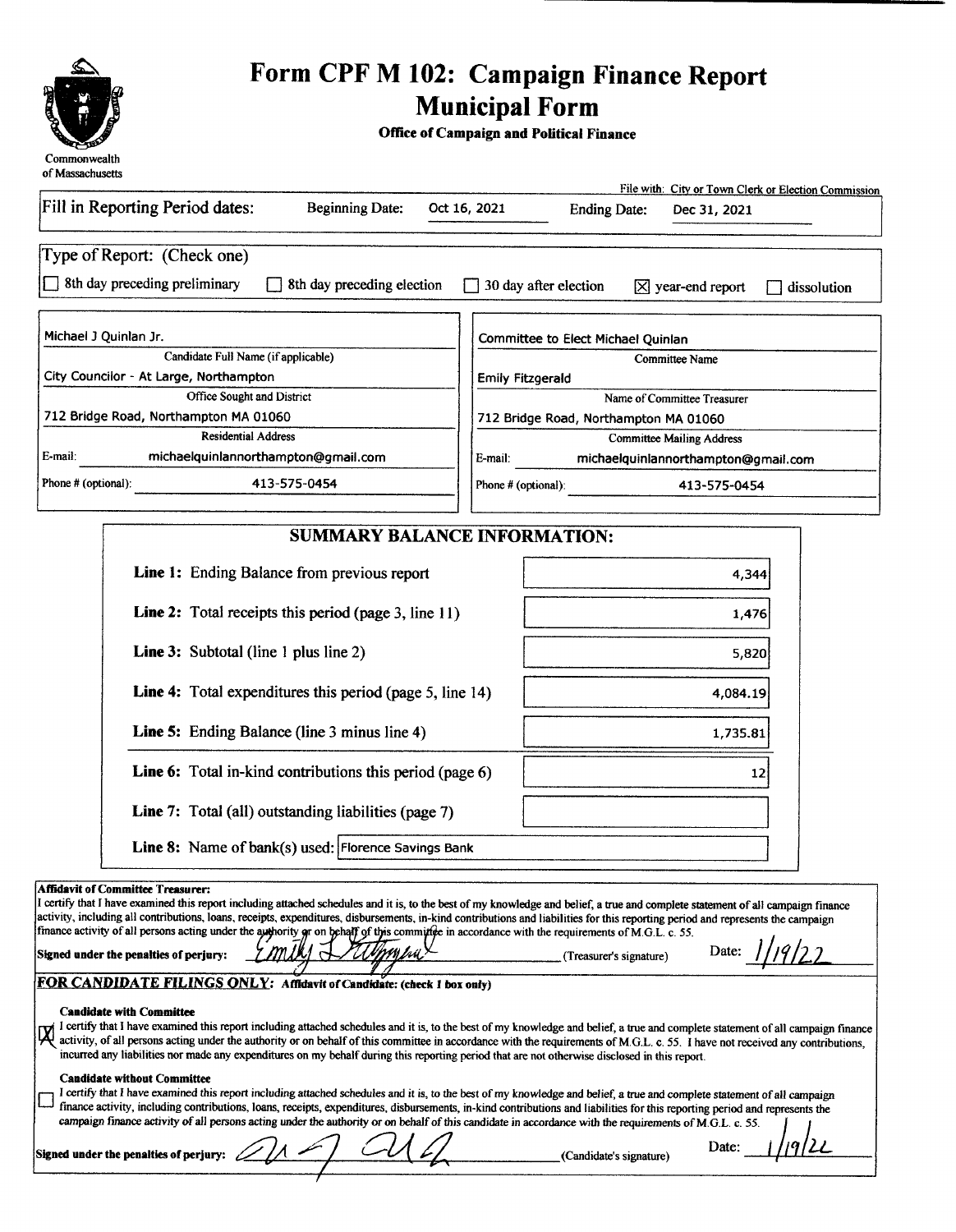Commonwealth of Massachusetts

# Form CPF M 102: Campaign Finance Report Municipal Form

**Office of Campaign and Political Finance**

File with: City or Town Clerk or Election Commission

Fill in Reporting Period dates: Beginning Date: Oct 16, 2021 Ending Date: Dec 31, 2021

Type of Report: (Check one)

☐ 8th day preceding preliminary ☐ 8th day preceding election ☐ 30 day after election ☒ year-end report ☐ dissolution

| | |
|---|---|
| Michael J Quinlan Jr. | Committee to Elect Michael Quinlan |
| Candidate Full Name (if applicable) | Committee Name |
| City Councilor - At Large, Northampton | Emily Fitzgerald |
| Office Sought and District | Name of Committee Treasurer |
| 712 Bridge Road, Northampton MA 01060 | 712 Bridge Road, Northampton MA 01060 |
| Residential Address | Committee Mailing Address |
| E-mail: michaelquinlannorthampton@gmail.com | E-mail: michaelquinlannorthampton@gmail.com |
| Phone # (optional): 413-575-0454 | Phone # (optional): 413-575-0454 |

## SUMMARY BALANCE INFORMATION:

| | |
|---|---|
| **Line 1:** Ending Balance from previous report | 4,344 |
| **Line 2:** Total receipts this period (page 3, line 11) | 1,476 |
| **Line 3:** Subtotal (line 1 plus line 2) | 5,820 |
| **Line 4:** Total expenditures this period (page 5, line 14) | 4,084.19 |
| **Line 5:** Ending Balance (line 3 minus line 4) | 1,735.81 |
| **Line 6:** Total in-kind contributions this period (page 6) | 12 |
| **Line 7:** Total (all) outstanding liabilities (page 7) | |
| **Line 8:** Name of bank(s) used: | Florence Savings Bank |

**Affidavit of Committee Treasurer:**
I certify that I have examined this report including attached schedules and it is, to the best of my knowledge and belief, a true and complete statement of all campaign finance activity, including all contributions, loans, receipts, expenditures, disbursements, in-kind contributions and liabilities for this reporting period and represents the campaign finance activity of all persons acting under the authority or on behalf of this committee in accordance with the requirements of M.G.L. c. 55.

**Signed under the penalties of perjury:** Emily L Fitzgerald (Treasurer's signature) Date: 1/19/22

**FOR CANDIDATE FILINGS ONLY: Affidavit of Candidate: (check 1 box only)**

**Candidate with Committee**

☒ I certify that I have examined this report including attached schedules and it is, to the best of my knowledge and belief, a true and complete statement of all campaign finance activity, of all persons acting under the authority or on behalf of this committee in accordance with the requirements of M.G.L. c. 55. I have not received any contributions, incurred any liabilities nor made any expenditures on my behalf during this reporting period that are not otherwise disclosed in this report.

**Candidate without Committee**

☐ I certify that I have examined this report including attached schedules and it is, to the best of my knowledge and belief, a true and complete statement of all campaign finance activity, including contributions, loans, receipts, expenditures, disbursements, in-kind contributions and liabilities for this reporting period and represents the campaign finance activity of all persons acting under the authority or on behalf of this candidate in accordance with the requirements of M.G.L. c. 55.

**Signed under the penalties of perjury:** [signature] (Candidate's signature) Date: 1/19/22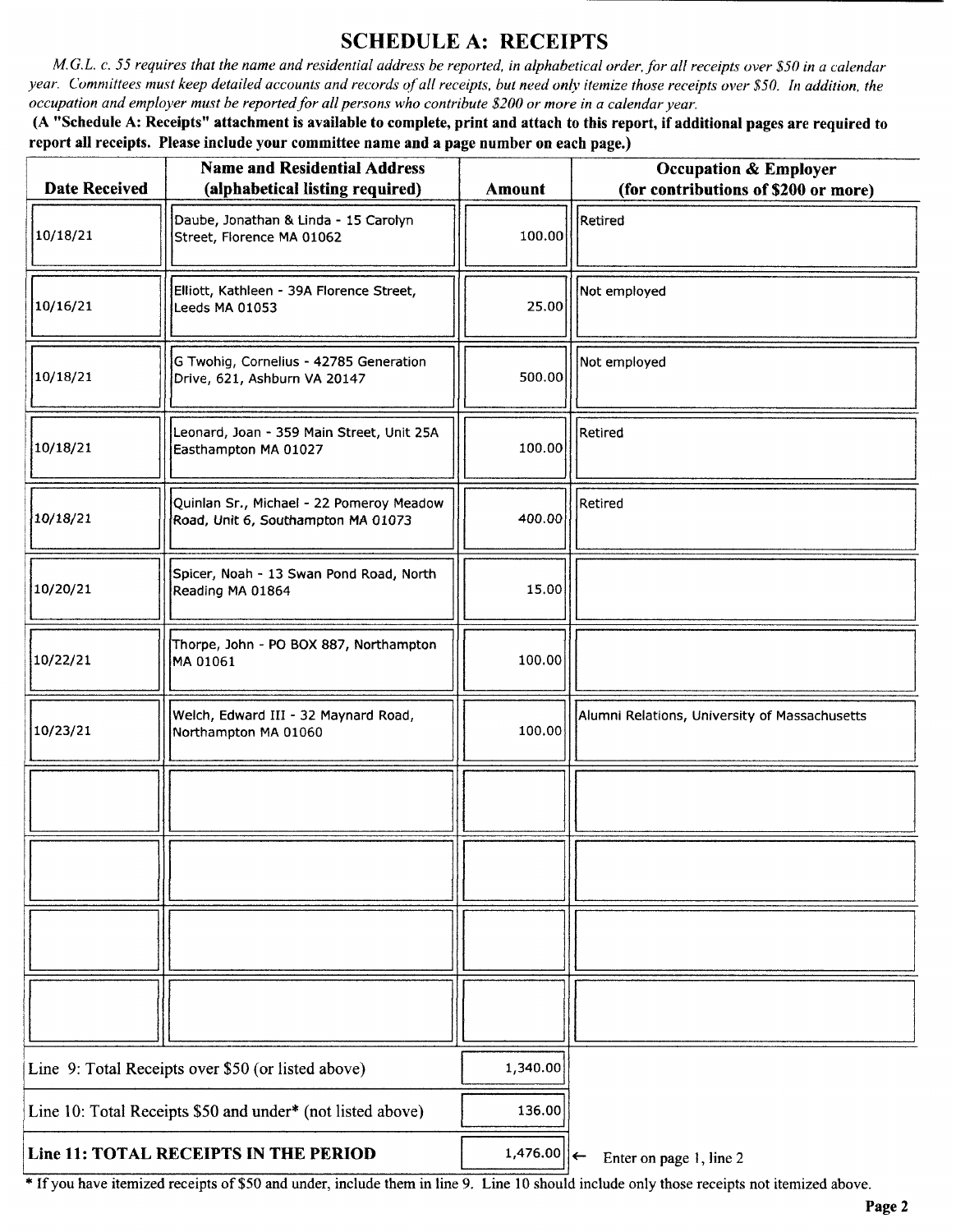# SCHEDULE A: RECEIPTS

*M.G.L. c. 55 requires that the name and residential address be reported, in alphabetical order, for all receipts over $50 in a calendar year. Committees must keep detailed accounts and records of all receipts, but need only itemize those receipts over $50. In addition, the occupation and employer must be reported for all persons who contribute $200 or more in a calendar year.*

**(A "Schedule A: Receipts" attachment is available to complete, print and attach to this report, if additional pages are required to report all receipts. Please include your committee name and a page number on each page.)**

| Date Received | Name and Residential Address (alphabetical listing required) | Amount | Occupation & Employer (for contributions of $200 or more) |
|---|---|---|---|
| 10/18/21 | Daube, Jonathan & Linda - 15 Carolyn Street, Florence MA 01062 | 100.00 | Retired |
| 10/16/21 | Elliott, Kathleen - 39A Florence Street, Leeds MA 01053 | 25.00 | Not employed |
| 10/18/21 | G Twohig, Cornelius - 42785 Generation Drive, 621, Ashburn VA 20147 | 500.00 | Not employed |
| 10/18/21 | Leonard, Joan - 359 Main Street, Unit 25A Easthampton MA 01027 | 100.00 | Retired |
| 10/18/21 | Quinlan Sr., Michael - 22 Pomeroy Meadow Road, Unit 6, Southampton MA 01073 | 400.00 | Retired |
| 10/20/21 | Spicer, Noah - 13 Swan Pond Road, North Reading MA 01864 | 15.00 | |
| 10/22/21 | Thorpe, John - PO BOX 887, Northampton MA 01061 | 100.00 | |
| 10/23/21 | Welch, Edward III - 32 Maynard Road, Northampton MA 01060 | 100.00 | Alumni Relations, University of Massachusetts |
| | | | |
| | | | |
| | | | |
| | | | |

| | |
|---|---|
| Line 9: Total Receipts over $50 (or listed above) | 1,340.00 |
| Line 10: Total Receipts $50 and under* (not listed above) | 136.00 |
| **Line 11: TOTAL RECEIPTS IN THE PERIOD** | 1,476.00 ← Enter on page 1, line 2 |

\* If you have itemized receipts of $50 and under, include them in line 9. Line 10 should include only those receipts not itemized above.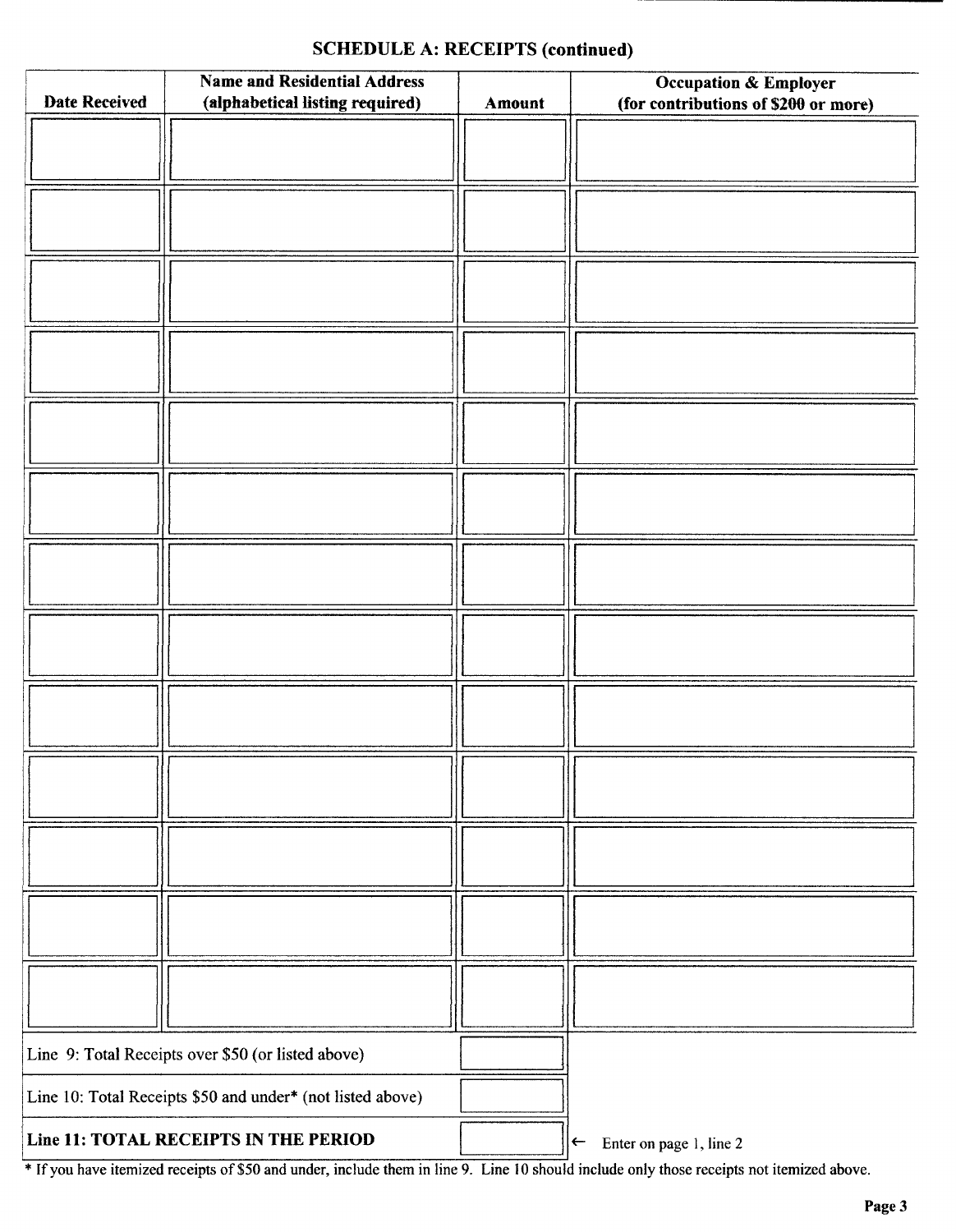## SCHEDULE A: RECEIPTS (continued)

| Date Received | Name and Residential Address (alphabetical listing required) | Amount | Occupation & Employer (for contributions of $200 or more) |
|---|---|---|---|
| | | | |
| | | | |
| | | | |
| | | | |
| | | | |
| | | | |
| | | | |
| | | | |
| | | | |
| | | | |
| | | | |
| | | | |
| | | | |

| | | |
|---|---|---|
| Line 9: Total Receipts over $50 (or listed above) | | |
| Line 10: Total Receipts $50 and under* (not listed above) | | |
| **Line 11: TOTAL RECEIPTS IN THE PERIOD** | | ← Enter on page 1, line 2 |

* If you have itemized receipts of $50 and under, include them in line 9. Line 10 should include only those receipts not itemized above.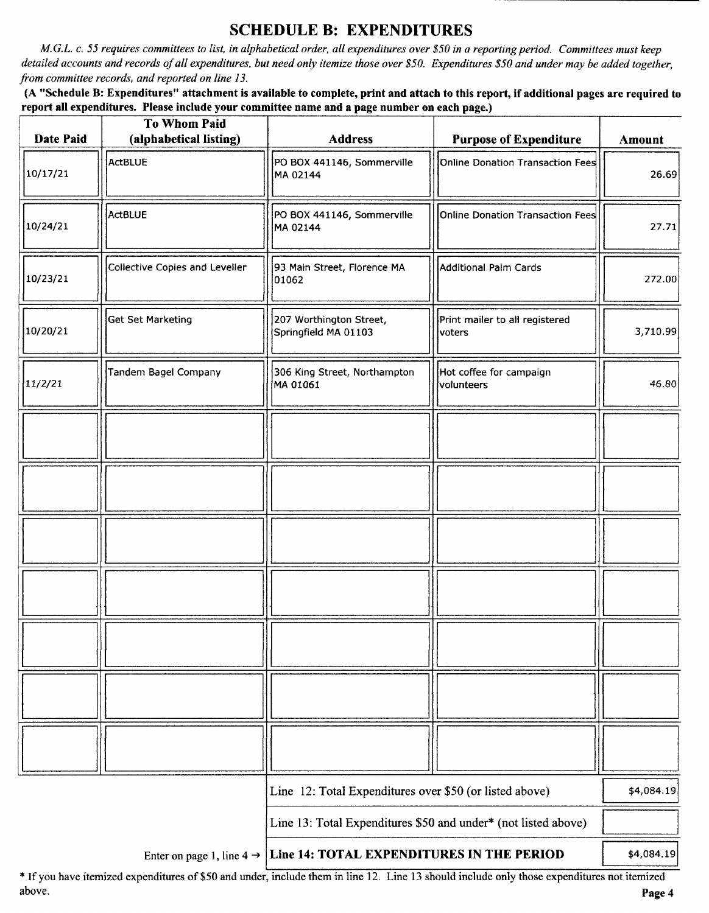## SCHEDULE B: EXPENDITURES

*M.G.L. c. 55 requires committees to list, in alphabetical order, all expenditures over $50 in a reporting period. Committees must keep detailed accounts and records of all expenditures, but need only itemize those over $50. Expenditures $50 and under may be added together, from committee records, and reported on line 13.*

**(A "Schedule B: Expenditures" attachment is available to complete, print and attach to this report, if additional pages are required to report all expenditures. Please include your committee name and a page number on each page.)**

| Date Paid | To Whom Paid (alphabetical listing) | Address | Purpose of Expenditure | Amount |
|---|---|---|---|---|
| 10/17/21 | ActBLUE | PO BOX 441146, Sommerville MA 02144 | Online Donation Transaction Fees | 26.69 |
| 10/24/21 | ActBLUE | PO BOX 441146, Sommerville MA 02144 | Online Donation Transaction Fees | 27.71 |
| 10/23/21 | Collective Copies and Leveller | 93 Main Street, Florence MA 01062 | Additional Palm Cards | 272.00 |
| 10/20/21 | Get Set Marketing | 207 Worthington Street, Springfield MA 01103 | Print mailer to all registered voters | 3,710.99 |
| 11/2/21 | Tandem Bagel Company | 306 King Street, Northampton MA 01061 | Hot coffee for campaign volunteers | 46.80 |
| | | | | |
| | | | | |
| | | | | |
| | | | | |
| | | | | |
| | | | | |
| | | | | |

| | |
|---|---|
| Line 12: Total Expenditures over $50 (or listed above) | $4,084.19 |
| Line 13: Total Expenditures $50 and under* (not listed above) | |
| Enter on page 1, line 4 → **Line 14: TOTAL EXPENDITURES IN THE PERIOD** | $4,084.19 |

* If you have itemized expenditures of $50 and under, include them in line 12. Line 13 should include only those expenditures not itemized above.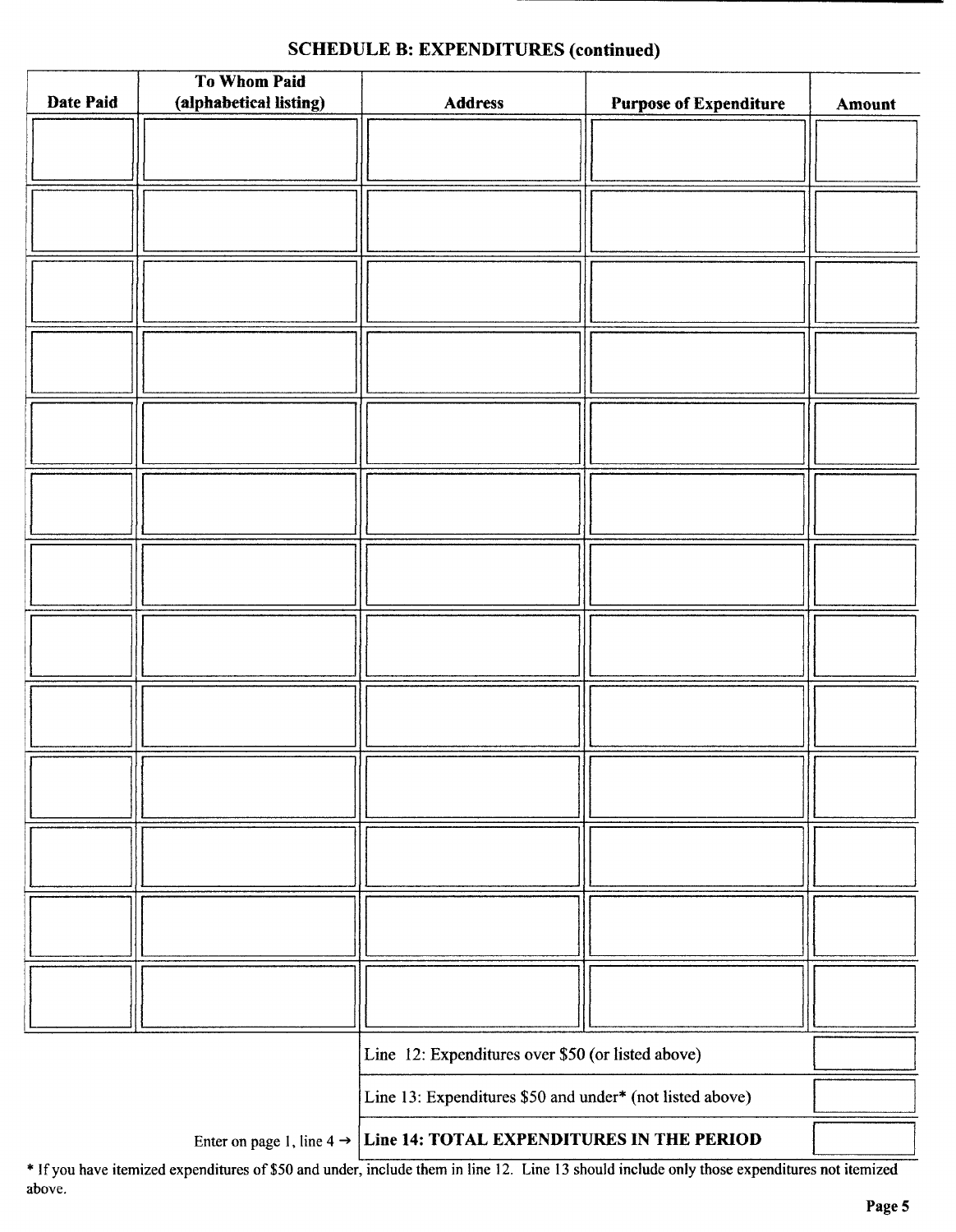## SCHEDULE B: EXPENDITURES (continued)

| Date Paid | To Whom Paid (alphabetical listing) | Address | Purpose of Expenditure | Amount |
|---|---|---|---|---|
| | | | | |
| | | | | |
| | | | | |
| | | | | |
| | | | | |
| | | | | |
| | | | | |
| | | | | |
| | | | | |
| | | | | |
| | | | | |
| | | | | |
| | | | | |
| | | Line 12: Expenditures over $50 (or listed above) | | |
| | | Line 13: Expenditures $50 and under* (not listed above) | | |
| | Enter on page 1, line 4 → | **Line 14: TOTAL EXPENDITURES IN THE PERIOD** | | |

* If you have itemized expenditures of $50 and under, include them in line 12. Line 13 should include only those expenditures not itemized above.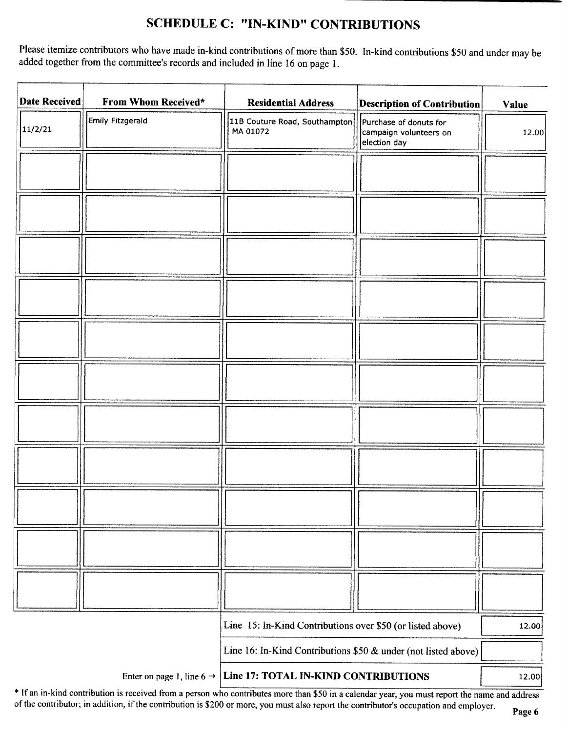# SCHEDULE C: "IN-KIND" CONTRIBUTIONS

Please itemize contributors who have made in-kind contributions of more than $50. In-kind contributions $50 and under may be added together from the committee's records and included in line 16 on page 1.

| Date Received | From Whom Received* | Residential Address | Description of Contribution | Value |
|---|---|---|---|---|
| 11/2/21 | Emily Fitzgerald | 11B Couture Road, Southampton MA 01072 | Purchase of donuts for campaign volunteers on election day | 12.00 |
| | | | | |
| | | | | |
| | | | | |
| | | | | |
| | | | | |
| | | | | |
| | | | | |
| | | | | |
| | | | | |
| | | | | |
| | | | | |

| | |
|---|---|
| Line 15: In-Kind Contributions over $50 (or listed above) | 12.00 |
| Line 16: In-Kind Contributions $50 & under (not listed above) | |
| Enter on page 1, line 6 → **Line 17: TOTAL IN-KIND CONTRIBUTIONS** | 12.00 |

* If an in-kind contribution is received from a person who contributes more than $50 in a calendar year, you must report the name and address of the contributor; in addition, if the contribution is $200 or more, you must also report the contributor's occupation and employer.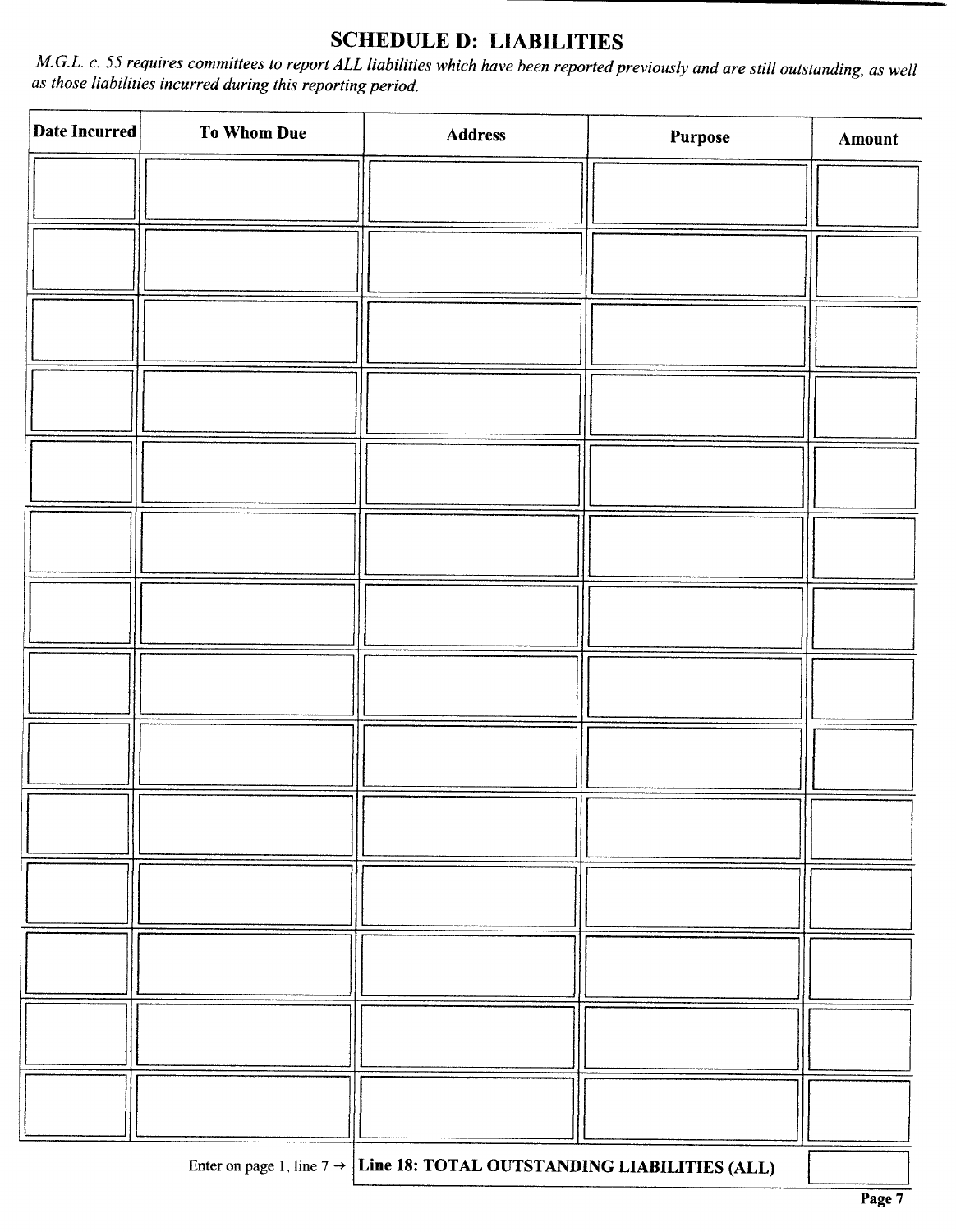## SCHEDULE D: LIABILITIES

*M.G.L. c. 55 requires committees to report ALL liabilities which have been reported previously and are still outstanding, as well as those liabilities incurred during this reporting period.*

| Date Incurred | To Whom Due | Address | Purpose | Amount |
|---|---|---|---|---|
| | | | | |
| | | | | |
| | | | | |
| | | | | |
| | | | | |
| | | | | |
| | | | | |
| | | | | |
| | | | | |
| | | | | |
| | | | | |
| | | | | |
| | | | | |
| | | | | |

Enter on page 1, line 7 → **Line 18: TOTAL OUTSTANDING LIABILITIES (ALL)**